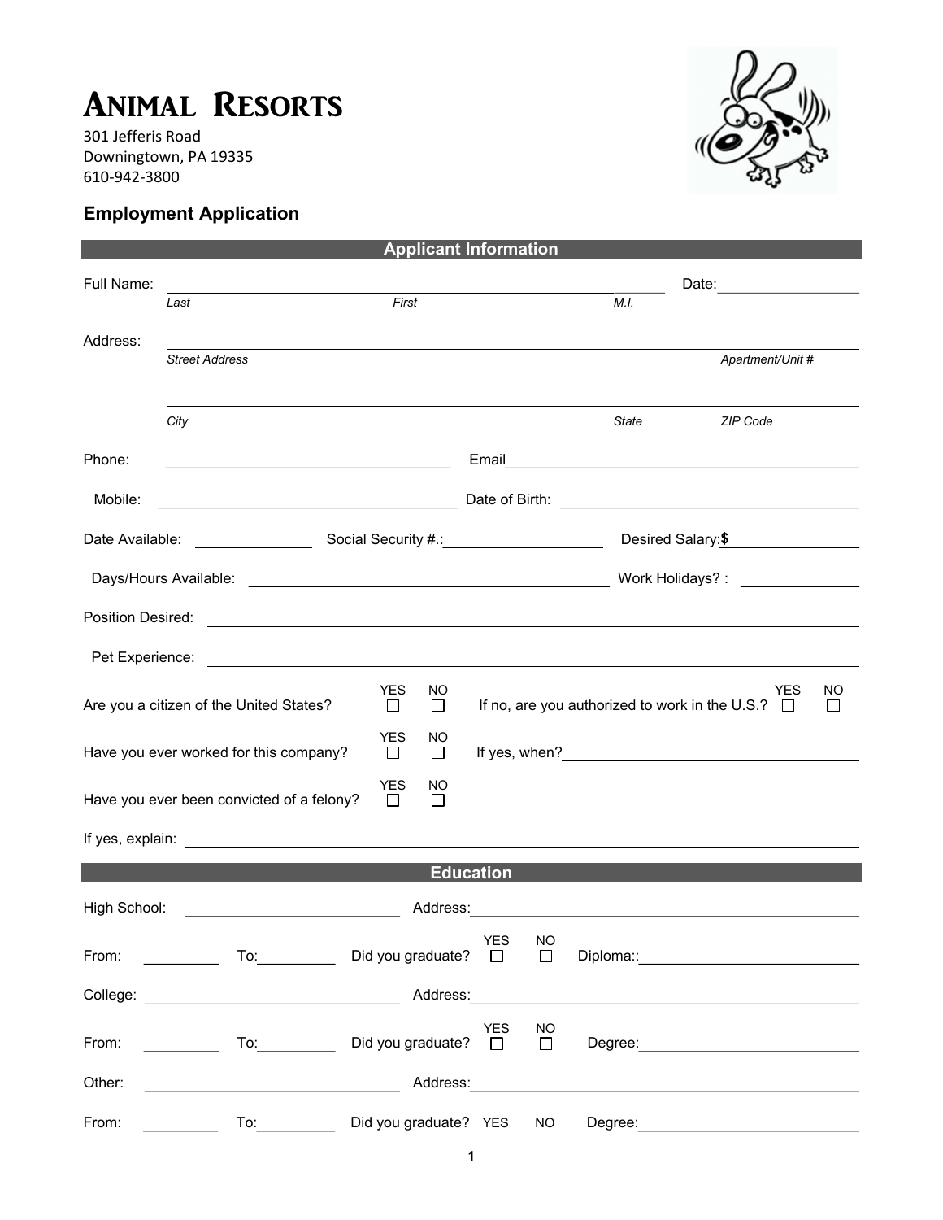# Animal Resorts

301 Jefferis Road
Downingtown, PA 19335
610-942-3800

## Employment Application

### Applicant Information

Full Name: ______________________________ Date: ______________
*Last* *First* *M.I.*

Address: ______________________________
*Street Address* *Apartment/Unit #*

______________________________
*City* *State* *ZIP Code*

Phone: ______________ Email ______________

Mobile: ______________ Date of Birth: ______________

Date Available: __________ Social Security #.: __________ Desired Salary: $ __________

Days/Hours Available: ______________ Work Holidays? : __________

Position Desired: ______________________________

Pet Experience: ______________________________

Are you a citizen of the United States? YES ☐ NO ☐ If no, are you authorized to work in the U.S.? YES ☐ NO ☐

Have you ever worked for this company? YES ☐ NO ☐ If yes, when? ______________

Have you ever been convicted of a felony? YES ☐ NO ☐

If yes, explain: ______________________________

### Education

High School: ______________ Address: ______________

From: ________ To: ________ Did you graduate? YES ☐ NO ☐ Diploma:: ______________

College: ______________ Address: ______________

From: ________ To: ________ Did you graduate? YES ☐ NO ☐ Degree: ______________

Other: ______________ Address: ______________

From: ________ To: ________ Did you graduate? YES NO Degree: ______________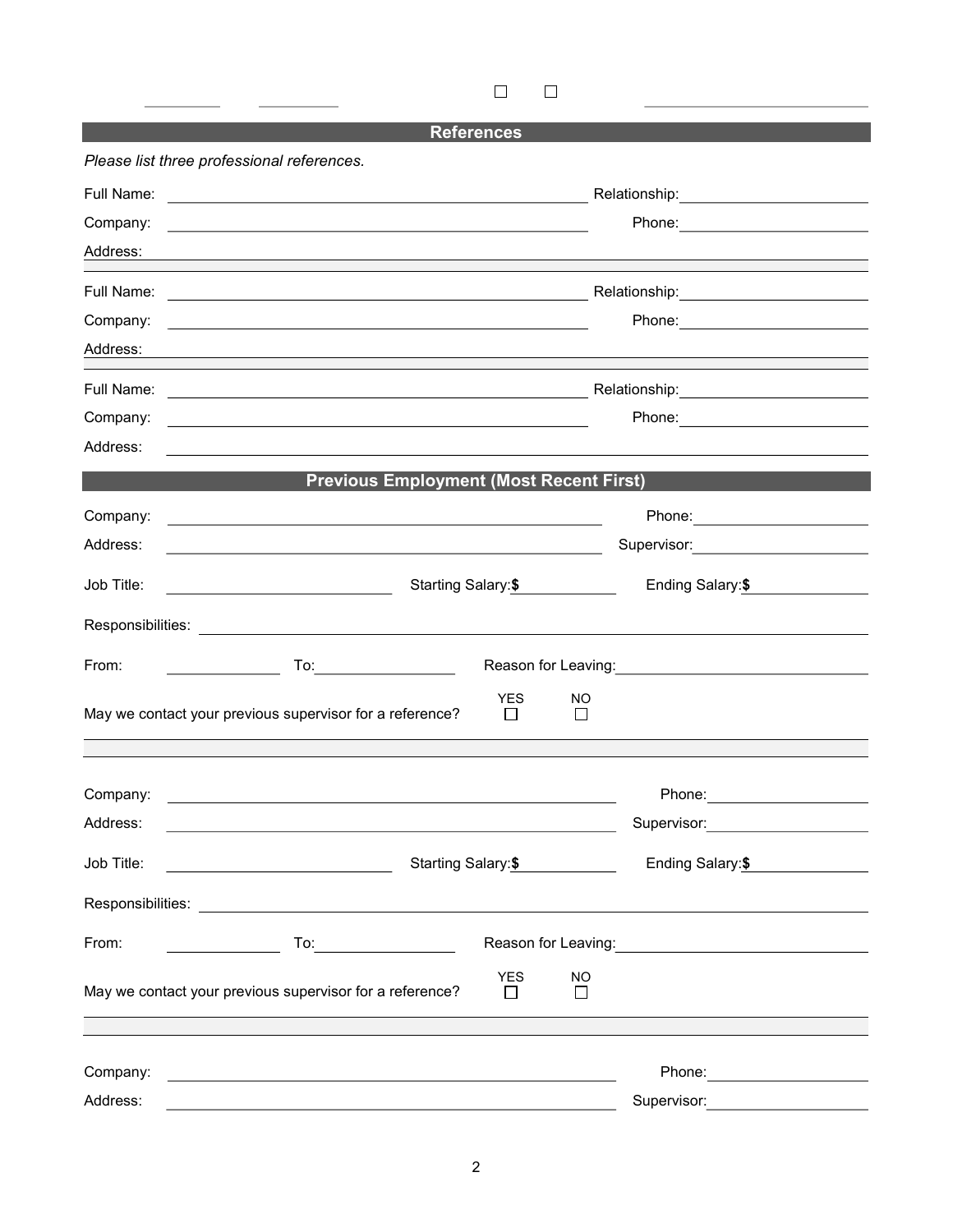☐ ☐

## References

*Please list three professional references.*

Full Name: ______________________ Relationship: ______________________

Company: ______________________ Phone: ______________________

Address: ______________________

Full Name: ______________________ Relationship: ______________________

Company: ______________________ Phone: ______________________

Address: ______________________

Full Name: ______________________ Relationship: ______________________

Company: ______________________ Phone: ______________________

Address: ______________________

## Previous Employment (Most Recent First)

Company: ______________________ Phone: ______________________

Address: ______________________ Supervisor: ______________________

Job Title: ______________________ Starting Salary: $ ______________ Ending Salary: $ ______________

Responsibilities: ______________________

From: ______________ To: ______________ Reason for Leaving: ______________________

May we contact your previous supervisor for a reference? YES ☐ NO ☐

Company: ______________________ Phone: ______________________

Address: ______________________ Supervisor: ______________________

Job Title: ______________________ Starting Salary: $ ______________ Ending Salary: $ ______________

Responsibilities: ______________________

From: ______________ To: ______________ Reason for Leaving: ______________________

May we contact your previous supervisor for a reference? YES ☐ NO ☐

Company: ______________________ Phone: ______________________

Address: ______________________ Supervisor: ______________________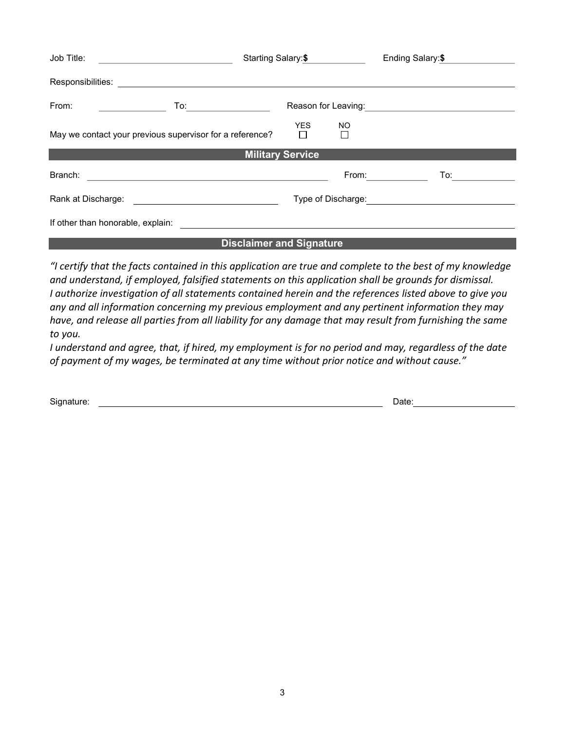Job Title: ______________________ Starting Salary: **$** __________ Ending Salary: **$** __________

Responsibilities: ______________________________________________

From: __________ To: __________ Reason for Leaving: ______________________

May we contact your previous supervisor for a reference? YES ☐ NO ☐

## Military Service

Branch: ______________________ From: __________ To: __________

Rank at Discharge: ______________________ Type of Discharge: ______________________

If other than honorable, explain: ______________________________________________

## Disclaimer and Signature

*"I certify that the facts contained in this application are true and complete to the best of my knowledge and understand, if employed, falsified statements on this application shall be grounds for dismissal. I authorize investigation of all statements contained herein and the references listed above to give you any and all information concerning my previous employment and any pertinent information they may have, and release all parties from all liability for any damage that may result from furnishing the same to you.*
*I understand and agree, that, if hired, my employment is for no period and may, regardless of the date of payment of my wages, be terminated at any time without prior notice and without cause."*

Signature: ______________________________________ Date: __________________